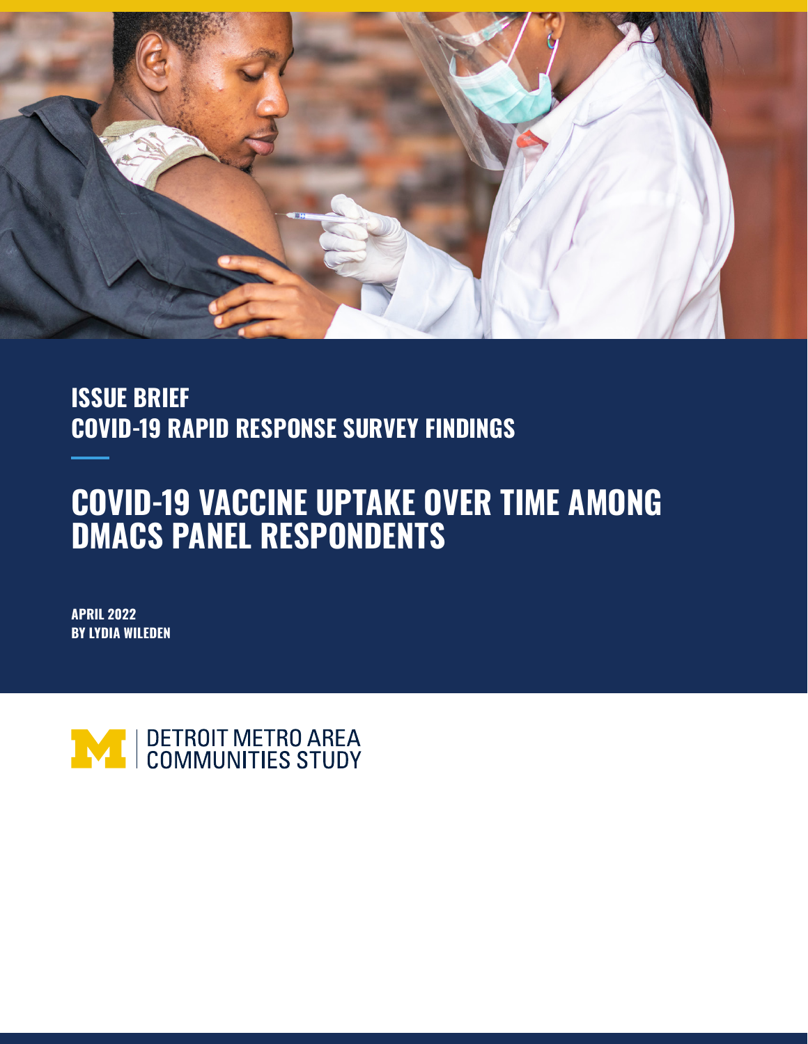ISSUE BRIEF
COVID-19 RAPID RESPONSE SURVEY FINDINGS

# COVID-19 VACCINE UPTAKE OVER TIME AMONG DMACS PANEL RESPONDENTS

**APRIL 2022**
**BY LYDIA WILEDEN**

DETROIT METRO AREA COMMUNITIES STUDY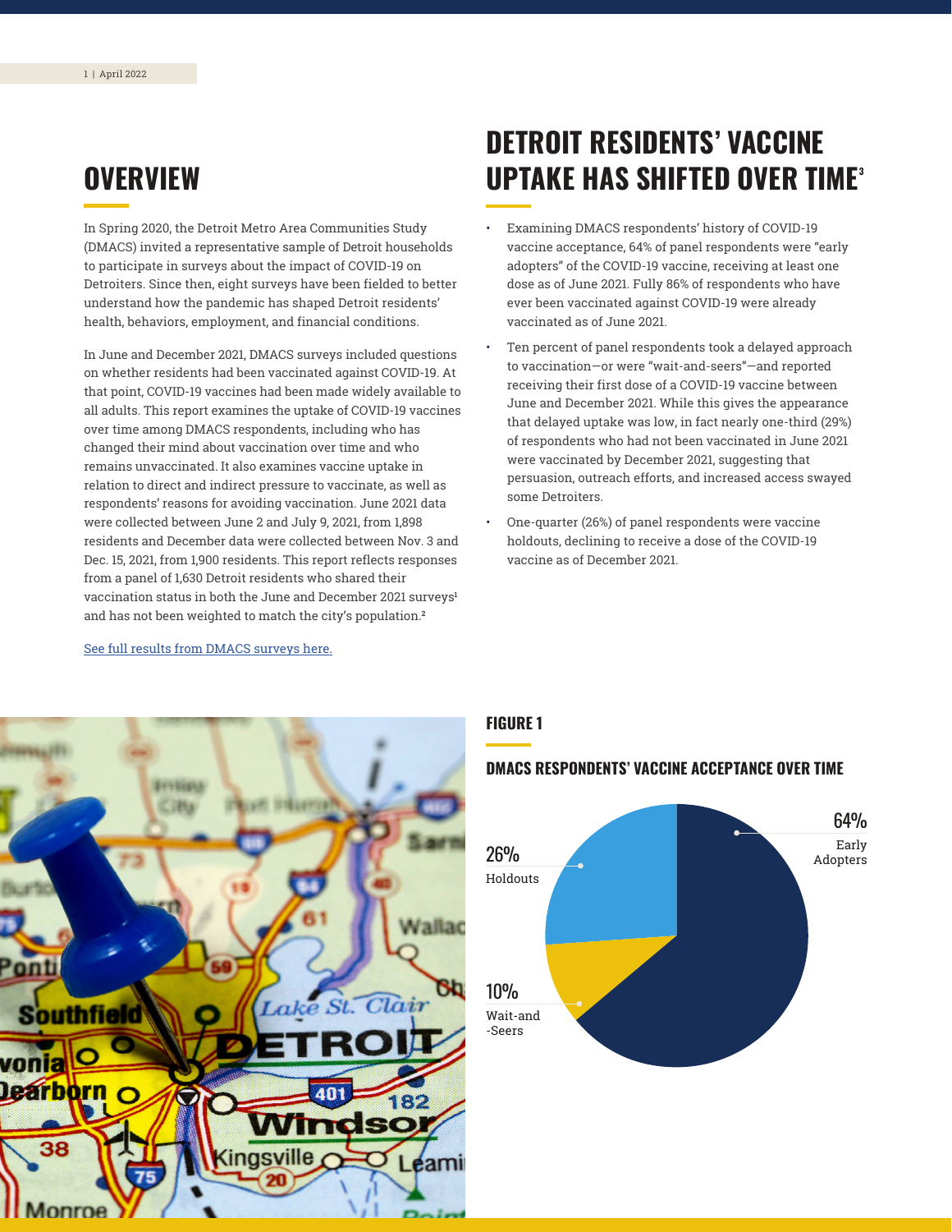## OVERVIEW

In Spring 2020, the Detroit Metro Area Communities Study (DMACS) invited a representative sample of Detroit households to participate in surveys about the impact of COVID-19 on Detroiters. Since then, eight surveys have been fielded to better understand how the pandemic has shaped Detroit residents' health, behaviors, employment, and financial conditions.

In June and December 2021, DMACS surveys included questions on whether residents had been vaccinated against COVID-19. At that point, COVID-19 vaccines had been made widely available to all adults. This report examines the uptake of COVID-19 vaccines over time among DMACS respondents, including who has changed their mind about vaccination over time and who remains unvaccinated. It also examines vaccine uptake in relation to direct and indirect pressure to vaccinate, as well as respondents' reasons for avoiding vaccination. June 2021 data were collected between June 2 and July 9, 2021, from 1,898 residents and December data were collected between Nov. 3 and Dec. 15, 2021, from 1,900 residents. This report reflects responses from a panel of 1,630 Detroit residents who shared their vaccination status in both the June and December 2021 surveys[1] and has not been weighted to match the city's population.[2]

See full results from DMACS surveys here.

## DETROIT RESIDENTS' VACCINE UPTAKE HAS SHIFTED OVER TIME[3]

- Examining DMACS respondents' history of COVID-19 vaccine acceptance, 64% of panel respondents were "early adopters" of the COVID-19 vaccine, receiving at least one dose as of June 2021. Fully 86% of respondents who have ever been vaccinated against COVID-19 were already vaccinated as of June 2021.
- Ten percent of panel respondents took a delayed approach to vaccination—or were "wait-and-seers"—and reported receiving their first dose of a COVID-19 vaccine between June and December 2021. While this gives the appearance that delayed uptake was low, in fact nearly one-third (29%) of respondents who had not been vaccinated in June 2021 were vaccinated by December 2021, suggesting that persuasion, outreach efforts, and increased access swayed some Detroiters.
- One-quarter (26%) of panel respondents were vaccine holdouts, declining to receive a dose of the COVID-19 vaccine as of December 2021.

### FIGURE 1

#### DMACS RESPONDENTS' VACCINE ACCEPTANCE OVER TIME

| Category | Percent |
|---|---|
| Early Adopters | 64% |
| Holdouts | 26% |
| Wait-and-Seers | 10% |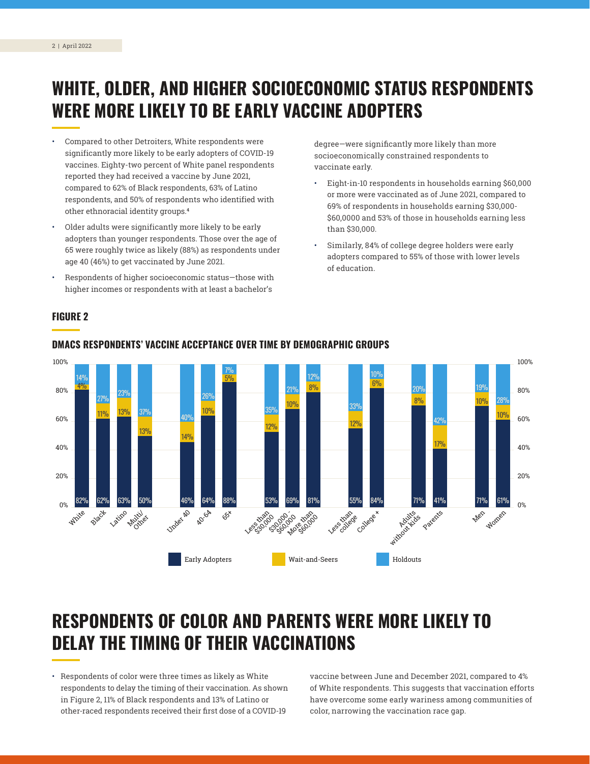# WHITE, OLDER, AND HIGHER SOCIOECONOMIC STATUS RESPONDENTS WERE MORE LIKELY TO BE EARLY VACCINE ADOPTERS

- Compared to other Detroiters, White respondents were significantly more likely to be early adopters of COVID-19 vaccines. Eighty-two percent of White panel respondents reported they had received a vaccine by June 2021, compared to 62% of Black respondents, 63% of Latino respondents, and 50% of respondents who identified with other ethnoracial identity groups.[4]
- Older adults were significantly more likely to be early adopters than younger respondents. Those over the age of 65 were roughly twice as likely (88%) as respondents under age 40 (46%) to get vaccinated by June 2021.
- Respondents of higher socioeconomic status—those with higher incomes or respondents with at least a bachelor's degree—were significantly more likely than more socioeconomically constrained respondents to vaccinate early.
  - Eight-in-10 respondents in households earning $60,000 or more were vaccinated as of June 2021, compared to 69% of respondents in households earning $30,000-$60,0000 and 53% of those in households earning less than $30,000.
  - Similarly, 84% of college degree holders were early adopters compared to 55% of those with lower levels of education.

## FIGURE 2

### DMACS RESPONDENTS' VACCINE ACCEPTANCE OVER TIME BY DEMOGRAPHIC GROUPS

| Group | Early Adopters | Wait-and-Seers | Holdouts |
|---|---|---|---|
| White | 82% | 4% | 14% |
| Black | 62% | 11% | 27% |
| Latino | 63% | 13% | 23% |
| Multi/Other | 50% | 13% | 37% |
| Under 40 | 46% | 14% | 40% |
| 40-64 | 64% | 10% | 26% |
| 65+ | 88% | 5% | 7% |
| Less than $30,000 | 53% | 12% | 35% |
| $30,000 - $60,000 | 69% | 10% | 21% |
| More than $60,000 | 81% | 8% | 12% |
| Less than college | 55% | 12% | 33% |
| College + | 84% | 6% | 10% |
| Adults without kids | 71% | 8% | 20% |
| Parents | 41% | 17% | 42% |
| Men | 71% | 10% | 19% |
| Women | 61% | 10% | 28% |

# RESPONDENTS OF COLOR AND PARENTS WERE MORE LIKELY TO DELAY THE TIMING OF THEIR VACCINATIONS

- Respondents of color were three times as likely as White respondents to delay the timing of their vaccination. As shown in Figure 2, 11% of Black respondents and 13% of Latino or other-raced respondents received their first dose of a COVID-19 vaccine between June and December 2021, compared to 4% of White respondents. This suggests that vaccination efforts have overcome some early wariness among communities of color, narrowing the vaccination race gap.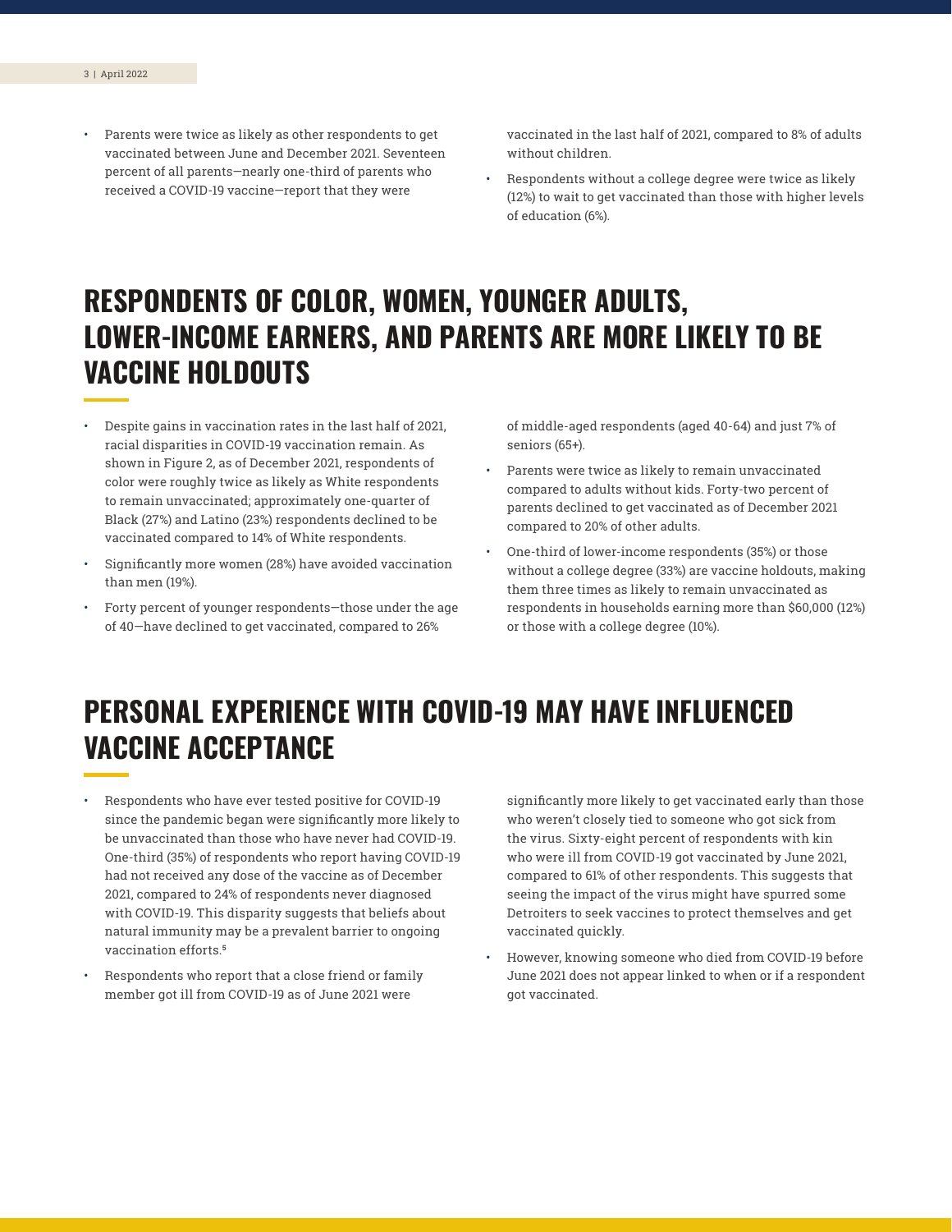- Parents were twice as likely as other respondents to get vaccinated between June and December 2021. Seventeen percent of all parents—nearly one-third of parents who received a COVID-19 vaccine—report that they were vaccinated in the last half of 2021, compared to 8% of adults without children.
- Respondents without a college degree were twice as likely (12%) to wait to get vaccinated than those with higher levels of education (6%).

## RESPONDENTS OF COLOR, WOMEN, YOUNGER ADULTS, LOWER-INCOME EARNERS, AND PARENTS ARE MORE LIKELY TO BE VACCINE HOLDOUTS

- Despite gains in vaccination rates in the last half of 2021, racial disparities in COVID-19 vaccination remain. As shown in Figure 2, as of December 2021, respondents of color were roughly twice as likely as White respondents to remain unvaccinated; approximately one-quarter of Black (27%) and Latino (23%) respondents declined to be vaccinated compared to 14% of White respondents.
- Significantly more women (28%) have avoided vaccination than men (19%).
- Forty percent of younger respondents—those under the age of 40—have declined to get vaccinated, compared to 26% of middle-aged respondents (aged 40-64) and just 7% of seniors (65+).
- Parents were twice as likely to remain unvaccinated compared to adults without kids. Forty-two percent of parents declined to get vaccinated as of December 2021 compared to 20% of other adults.
- One-third of lower-income respondents (35%) or those without a college degree (33%) are vaccine holdouts, making them three times as likely to remain unvaccinated as respondents in households earning more than $60,000 (12%) or those with a college degree (10%).

## PERSONAL EXPERIENCE WITH COVID-19 MAY HAVE INFLUENCED VACCINE ACCEPTANCE

- Respondents who have ever tested positive for COVID-19 since the pandemic began were significantly more likely to be unvaccinated than those who have never had COVID-19. One-third (35%) of respondents who report having COVID-19 had not received any dose of the vaccine as of December 2021, compared to 24% of respondents never diagnosed with COVID-19. This disparity suggests that beliefs about natural immunity may be a prevalent barrier to ongoing vaccination efforts.[5]
- Respondents who report that a close friend or family member got ill from COVID-19 as of June 2021 were significantly more likely to get vaccinated early than those who weren't closely tied to someone who got sick from the virus. Sixty-eight percent of respondents with kin who were ill from COVID-19 got vaccinated by June 2021, compared to 61% of other respondents. This suggests that seeing the impact of the virus might have spurred some Detroiters to seek vaccines to protect themselves and get vaccinated quickly.
- However, knowing someone who died from COVID-19 before June 2021 does not appear linked to when or if a respondent got vaccinated.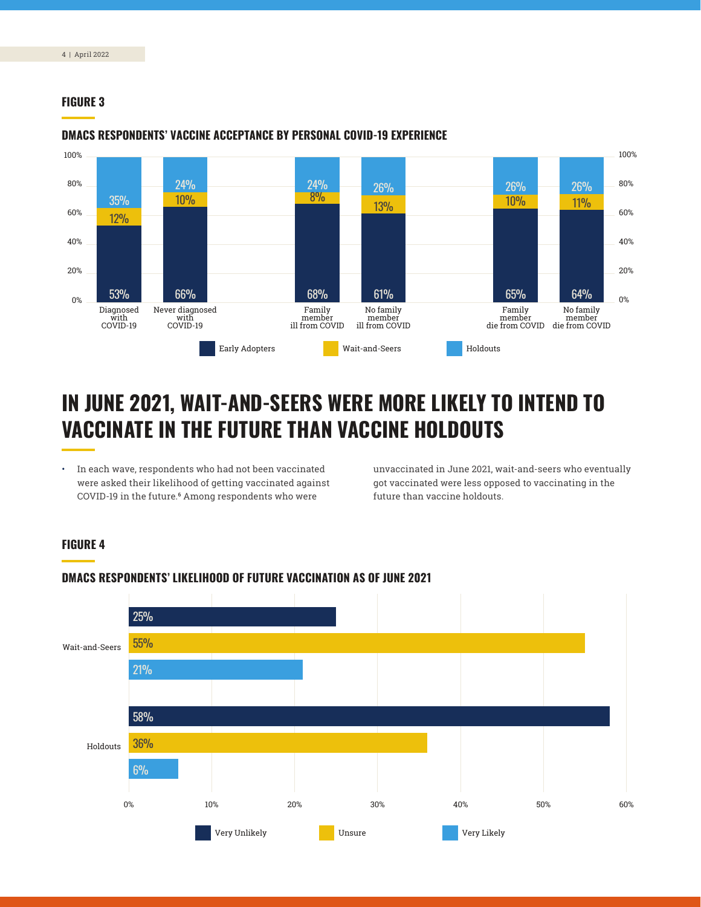## FIGURE 3

### DMACS RESPONDENTS' VACCINE ACCEPTANCE BY PERSONAL COVID-19 EXPERIENCE

| | Early Adopters | Wait-and-Seers | Holdouts |
|---|---|---|---|
| Diagnosed with COVID-19 | 53% | 12% | 35% |
| Never diagnosed with COVID-19 | 66% | 10% | 24% |
| Family member ill from COVID | 68% | 8% | 24% |
| No family member ill from COVID | 61% | 13% | 26% |
| Family member die from COVID | 65% | 10% | 26% |
| No family member die from COVID | 64% | 11% | 26% |

# IN JUNE 2021, WAIT-AND-SEERS WERE MORE LIKELY TO INTEND TO VACCINATE IN THE FUTURE THAN VACCINE HOLDOUTS

- In each wave, respondents who had not been vaccinated were asked their likelihood of getting vaccinated against COVID-19 in the future.[6] Among respondents who were unvaccinated in June 2021, wait-and-seers who eventually got vaccinated were less opposed to vaccinating in the future than vaccine holdouts.

## FIGURE 4

### DMACS RESPONDENTS' LIKELIHOOD OF FUTURE VACCINATION AS OF JUNE 2021

| | Very Unlikely | Unsure | Very Likely |
|---|---|---|---|
| Wait-and-Seers | 25% | 55% | 21% |
| Holdouts | 58% | 36% | 6% |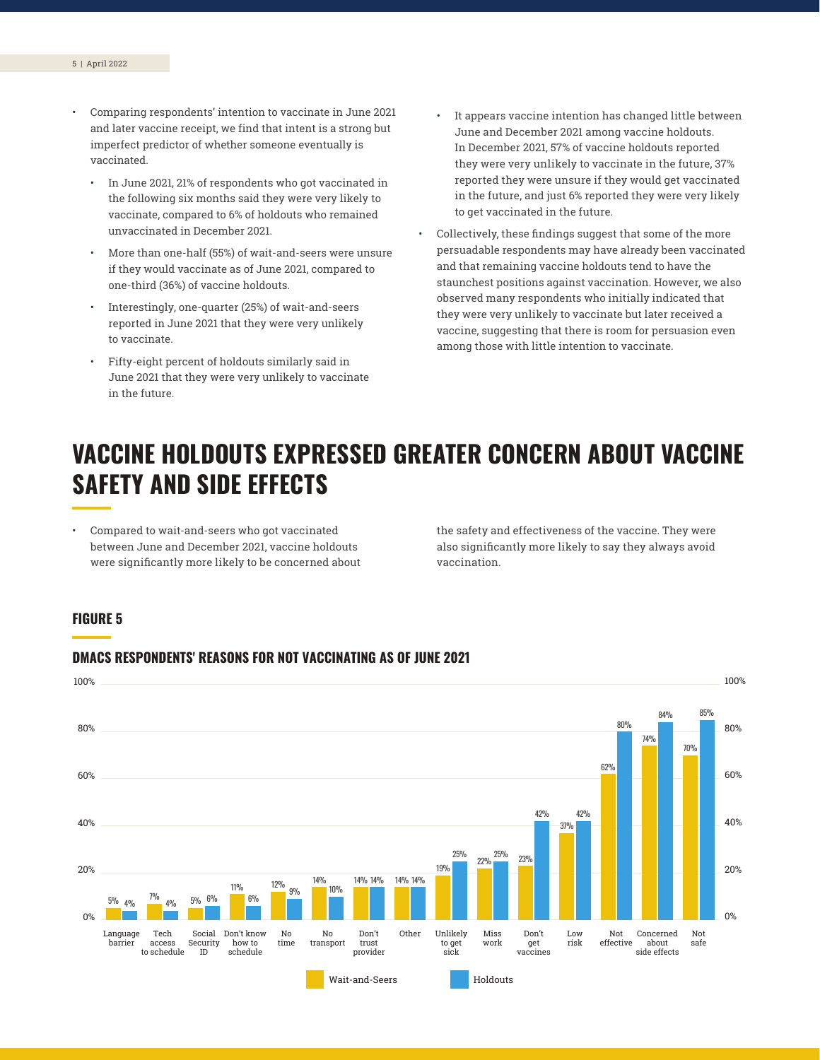- Comparing respondents' intention to vaccinate in June 2021 and later vaccine receipt, we find that intent is a strong but imperfect predictor of whether someone eventually is vaccinated.
  - In June 2021, 21% of respondents who got vaccinated in the following six months said they were very likely to vaccinate, compared to 6% of holdouts who remained unvaccinated in December 2021.
  - More than one-half (55%) of wait-and-seers were unsure if they would vaccinate as of June 2021, compared to one-third (36%) of vaccine holdouts.
  - Interestingly, one-quarter (25%) of wait-and-seers reported in June 2021 that they were very unlikely to vaccinate.
  - Fifty-eight percent of holdouts similarly said in June 2021 that they were very unlikely to vaccinate in the future.
  - It appears vaccine intention has changed little between June and December 2021 among vaccine holdouts. In December 2021, 57% of vaccine holdouts reported they were very unlikely to vaccinate in the future, 37% reported they were unsure if they would get vaccinated in the future, and just 6% reported they were very likely to get vaccinated in the future.
- Collectively, these findings suggest that some of the more persuadable respondents may have already been vaccinated and that remaining vaccine holdouts tend to have the staunchest positions against vaccination. However, we also observed many respondents who initially indicated that they were very unlikely to vaccinate but later received a vaccine, suggesting that there is room for persuasion even among those with little intention to vaccinate.

# VACCINE HOLDOUTS EXPRESSED GREATER CONCERN ABOUT VACCINE SAFETY AND SIDE EFFECTS

- Compared to wait-and-seers who got vaccinated between June and December 2021, vaccine holdouts were significantly more likely to be concerned about the safety and effectiveness of the vaccine. They were also significantly more likely to say they always avoid vaccination.

## FIGURE 5

### DMACS RESPONDENTS' REASONS FOR NOT VACCINATING AS OF JUNE 2021

| Reason | Wait-and-Seers | Holdouts |
|---|---|---|
| Language barrier | 5% | 4% |
| Tech access to schedule | 7% | 4% |
| Social Security ID | 5% | 6% |
| Don't know how to schedule | 11% | 6% |
| No time | 12% | 9% |
| No transport | 14% | 10% |
| Don't trust provider | 14% | 14% |
| Other | 14% | 14% |
| Unlikely to get sick | 19% | 25% |
| Miss work | 22% | 25% |
| Don't get vaccines | 23% | 42% |
| Low risk | 37% | 42% |
| Not effective | 62% | 80% |
| Concerned about side effects | 74% | 84% |
| Not safe | 70% | 85% |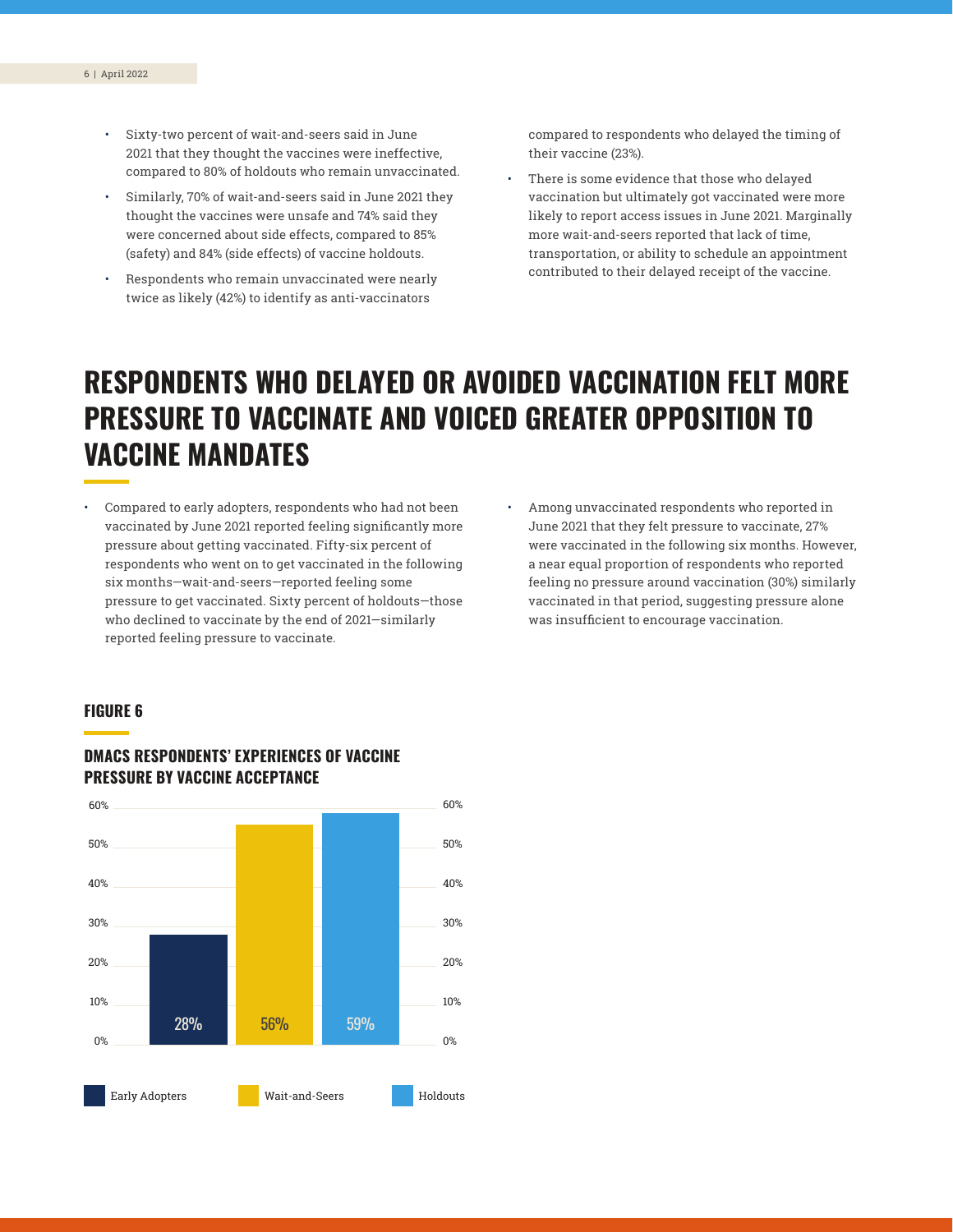- Sixty-two percent of wait-and-seers said in June 2021 that they thought the vaccines were ineffective, compared to 80% of holdouts who remain unvaccinated.
- Similarly, 70% of wait-and-seers said in June 2021 they thought the vaccines were unsafe and 74% said they were concerned about side effects, compared to 85% (safety) and 84% (side effects) of vaccine holdouts.
- Respondents who remain unvaccinated were nearly twice as likely (42%) to identify as anti-vaccinators compared to respondents who delayed the timing of their vaccine (23%).
- There is some evidence that those who delayed vaccination but ultimately got vaccinated were more likely to report access issues in June 2021. Marginally more wait-and-seers reported that lack of time, transportation, or ability to schedule an appointment contributed to their delayed receipt of the vaccine.

# RESPONDENTS WHO DELAYED OR AVOIDED VACCINATION FELT MORE PRESSURE TO VACCINATE AND VOICED GREATER OPPOSITION TO VACCINE MANDATES

- Compared to early adopters, respondents who had not been vaccinated by June 2021 reported feeling significantly more pressure about getting vaccinated. Fifty-six percent of respondents who went on to get vaccinated in the following six months—wait-and-seers—reported feeling some pressure to get vaccinated. Sixty percent of holdouts—those who declined to vaccinate by the end of 2021—similarly reported feeling pressure to vaccinate.
- Among unvaccinated respondents who reported in June 2021 that they felt pressure to vaccinate, 27% were vaccinated in the following six months. However, a near equal proportion of respondents who reported feeling no pressure around vaccination (30%) similarly vaccinated in that period, suggesting pressure alone was insufficient to encourage vaccination.

### FIGURE 6

### DMACS RESPONDENTS' EXPERIENCES OF VACCINE PRESSURE BY VACCINE ACCEPTANCE

| Group | Percent |
|---|---|
| Early Adopters | 28% |
| Wait-and-Seers | 56% |
| Holdouts | 59% |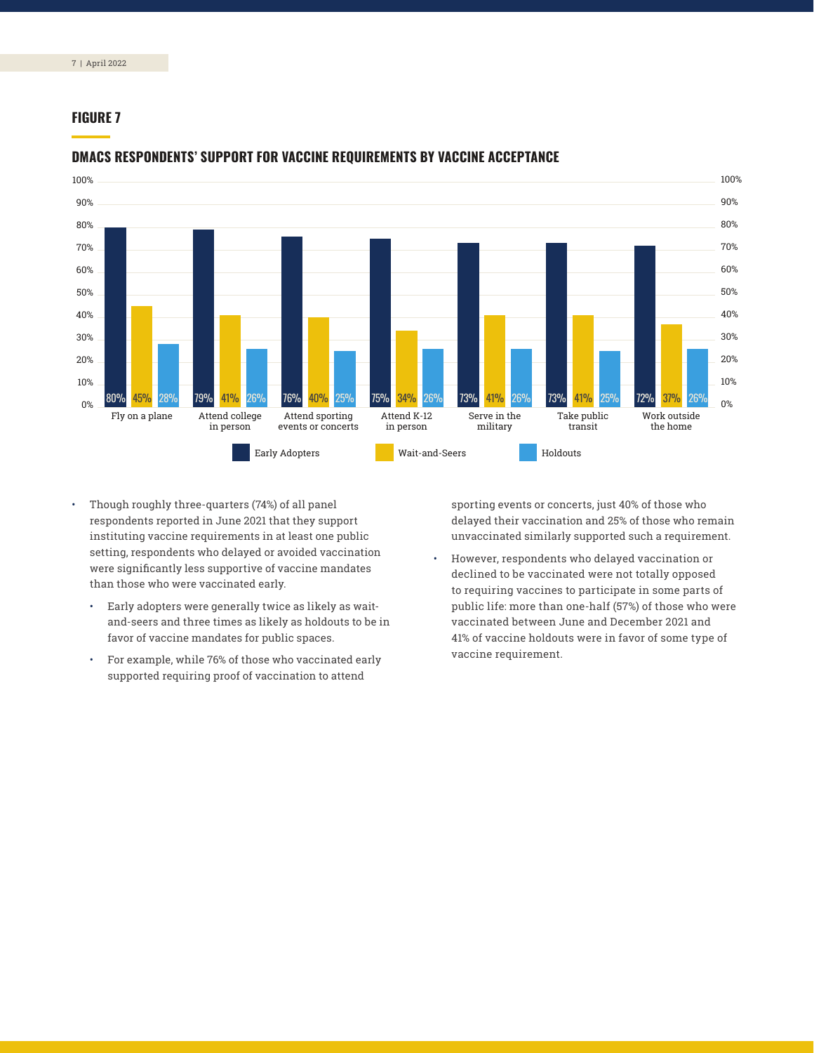## FIGURE 7

### DMACS RESPONDENTS' SUPPORT FOR VACCINE REQUIREMENTS BY VACCINE ACCEPTANCE

| | Early Adopters | Wait-and-Seers | Holdouts |
|---|---|---|---|
| Fly on a plane | 80% | 45% | 28% |
| Attend college in person | 79% | 41% | 26% |
| Attend sporting events or concerts | 76% | 40% | 25% |
| Attend K-12 in person | 75% | 34% | 26% |
| Serve in the military | 73% | 41% | 26% |
| Take public transit | 73% | 41% | 25% |
| Work outside the home | 72% | 37% | 26% |

- Though roughly three-quarters (74%) of all panel respondents reported in June 2021 that they support instituting vaccine requirements in at least one public setting, respondents who delayed or avoided vaccination were significantly less supportive of vaccine mandates than those who were vaccinated early.
  - Early adopters were generally twice as likely as wait-and-seers and three times as likely as holdouts to be in favor of vaccine mandates for public spaces.
  - For example, while 76% of those who vaccinated early supported requiring proof of vaccination to attend sporting events or concerts, just 40% of those who delayed their vaccination and 25% of those who remain unvaccinated similarly supported such a requirement.
- However, respondents who delayed vaccination or declined to be vaccinated were not totally opposed to requiring vaccines to participate in some parts of public life: more than one-half (57%) of those who were vaccinated between June and December 2021 and 41% of vaccine holdouts were in favor of some type of vaccine requirement.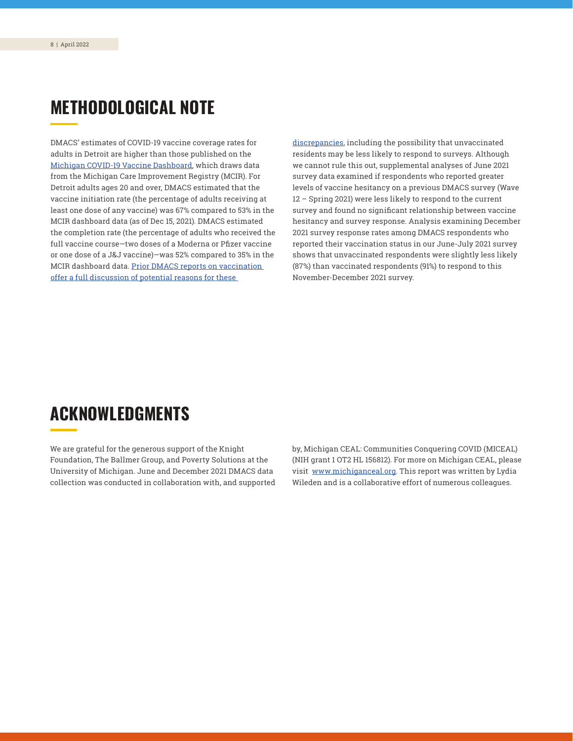## METHODOLOGICAL NOTE

DMACS' estimates of COVID-19 vaccine coverage rates for adults in Detroit are higher than those published on the Michigan COVID-19 Vaccine Dashboard, which draws data from the Michigan Care Improvement Registry (MCIR). For Detroit adults ages 20 and over, DMACS estimated that the vaccine initiation rate (the percentage of adults receiving at least one dose of any vaccine) was 67% compared to 53% in the MCIR dashboard data (as of Dec 15, 2021). DMACS estimated the completion rate (the percentage of adults who received the full vaccine course—two doses of a Moderna or Pfizer vaccine or one dose of a J&J vaccine)—was 52% compared to 35% in the MCIR dashboard data. Prior DMACS reports on vaccination offer a full discussion of potential reasons for these discrepancies, including the possibility that unvaccinated residents may be less likely to respond to surveys. Although we cannot rule this out, supplemental analyses of June 2021 survey data examined if respondents who reported greater levels of vaccine hesitancy on a previous DMACS survey (Wave 12 – Spring 2021) were less likely to respond to the current survey and found no significant relationship between vaccine hesitancy and survey response. Analysis examining December 2021 survey response rates among DMACS respondents who reported their vaccination status in our June-July 2021 survey shows that unvaccinated respondents were slightly less likely (87%) than vaccinated respondents (91%) to respond to this November-December 2021 survey.

## ACKNOWLEDGMENTS

We are grateful for the generous support of the Knight Foundation, The Ballmer Group, and Poverty Solutions at the University of Michigan. June and December 2021 DMACS data collection was conducted in collaboration with, and supported by, Michigan CEAL: Communities Conquering COVID (MICEAL) (NIH grant 1 OT2 HL 156812). For more on Michigan CEAL, please visit www.michiganceal.org. This report was written by Lydia Wileden and is a collaborative effort of numerous colleagues.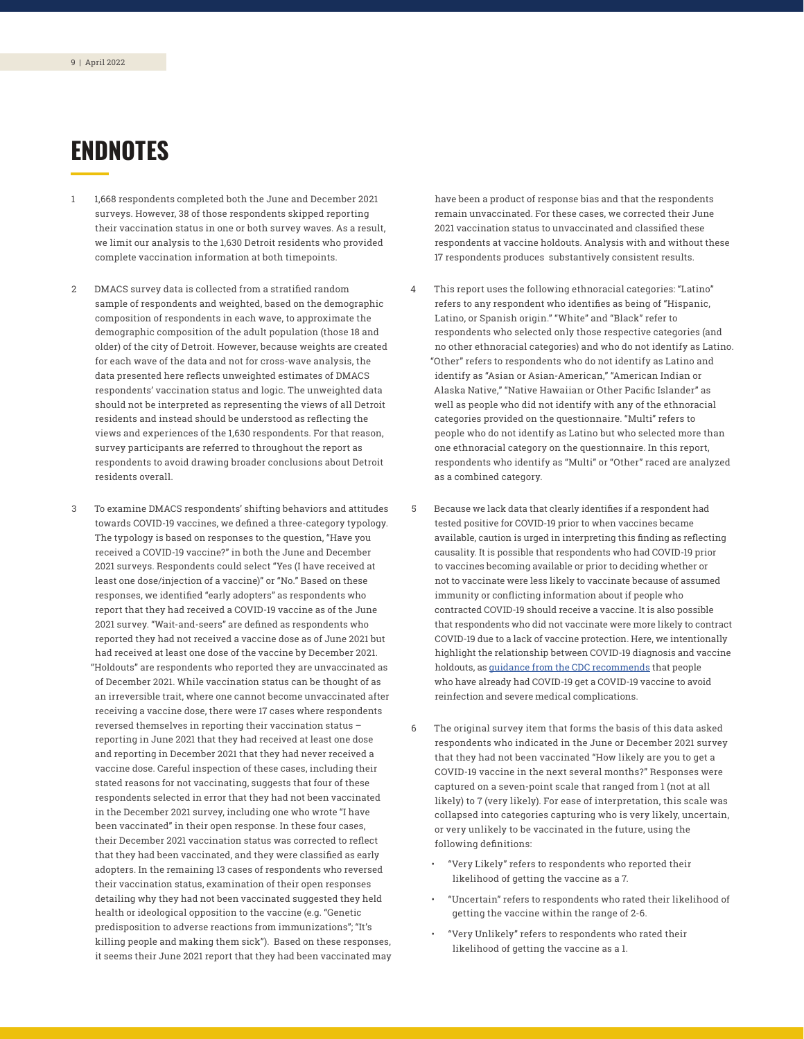# ENDNOTES

1 1,668 respondents completed both the June and December 2021 surveys. However, 38 of those respondents skipped reporting their vaccination status in one or both survey waves. As a result, we limit our analysis to the 1,630 Detroit residents who provided complete vaccination information at both timepoints.

2 DMACS survey data is collected from a stratified random sample of respondents and weighted, based on the demographic composition of respondents in each wave, to approximate the demographic composition of the adult population (those 18 and older) of the city of Detroit. However, because weights are created for each wave of the data and not for cross-wave analysis, the data presented here reflects unweighted estimates of DMACS respondents' vaccination status and logic. The unweighted data should not be interpreted as representing the views of all Detroit residents and instead should be understood as reflecting the views and experiences of the 1,630 respondents. For that reason, survey participants are referred to throughout the report as respondents to avoid drawing broader conclusions about Detroit residents overall.

3 To examine DMACS respondents' shifting behaviors and attitudes towards COVID-19 vaccines, we defined a three-category typology. The typology is based on responses to the question, "Have you received a COVID-19 vaccine?" in both the June and December 2021 surveys. Respondents could select "Yes (I have received at least one dose/injection of a vaccine)" or "No." Based on these responses, we identified "early adopters" as respondents who report that they had received a COVID-19 vaccine as of the June 2021 survey. "Wait-and-seers" are defined as respondents who reported they had not received a vaccine dose as of June 2021 but had received at least one dose of the vaccine by December 2021. "Holdouts" are respondents who reported they are unvaccinated as of December 2021. While vaccination status can be thought of as an irreversible trait, where one cannot become unvaccinated after receiving a vaccine dose, there were 17 cases where respondents reversed themselves in reporting their vaccination status – reporting in June 2021 that they had received at least one dose and reporting in December 2021 that they had never received a vaccine dose. Careful inspection of these cases, including their stated reasons for not vaccinating, suggests that four of these respondents selected in error that they had not been vaccinated in the December 2021 survey, including one who wrote "I have been vaccinated" in their open response. In these four cases, their December 2021 vaccination status was corrected to reflect that they had been vaccinated, and they were classified as early adopters. In the remaining 13 cases of respondents who reversed their vaccination status, examination of their open responses detailing why they had not been vaccinated suggested they held health or ideological opposition to the vaccine (e.g. "Genetic predisposition to adverse reactions from immunizations"; "It's killing people and making them sick"). Based on these responses, it seems their June 2021 report that they had been vaccinated may have been a product of response bias and that the respondents remain unvaccinated. For these cases, we corrected their June 2021 vaccination status to unvaccinated and classified these respondents at vaccine holdouts. Analysis with and without these 17 respondents produces substantively consistent results.

4 This report uses the following ethnoracial categories: "Latino" refers to any respondent who identifies as being of "Hispanic, Latino, or Spanish origin." "White" and "Black" refer to respondents who selected only those respective categories (and no other ethnoracial categories) and who do not identify as Latino. "Other" refers to respondents who do not identify as Latino and identify as "Asian or Asian-American," "American Indian or Alaska Native," "Native Hawaiian or Other Pacific Islander" as well as people who did not identify with any of the ethnoracial categories provided on the questionnaire. "Multi" refers to people who do not identify as Latino but who selected more than one ethnoracial category on the questionnaire. In this report, respondents who identify as "Multi" or "Other" raced are analyzed as a combined category.

5 Because we lack data that clearly identifies if a respondent had tested positive for COVID-19 prior to when vaccines became available, caution is urged in interpreting this finding as reflecting causality. It is possible that respondents who had COVID-19 prior to vaccines becoming available or prior to deciding whether or not to vaccinate were less likely to vaccinate because of assumed immunity or conflicting information about if people who contracted COVID-19 should receive a vaccine. It is also possible that respondents who did not vaccinate were more likely to contract COVID-19 due to a lack of vaccine protection. Here, we intentionally highlight the relationship between COVID-19 diagnosis and vaccine holdouts, as guidance from the CDC recommends that people who have already had COVID-19 get a COVID-19 vaccine to avoid reinfection and severe medical complications.

6 The original survey item that forms the basis of this data asked respondents who indicated in the June or December 2021 survey that they had not been vaccinated "How likely are you to get a COVID-19 vaccine in the next several months?" Responses were captured on a seven-point scale that ranged from 1 (not at all likely) to 7 (very likely). For ease of interpretation, this scale was collapsed into categories capturing who is very likely, uncertain, or very unlikely to be vaccinated in the future, using the following definitions:

- "Very Likely" refers to respondents who reported their likelihood of getting the vaccine as a 7.
- "Uncertain" refers to respondents who rated their likelihood of getting the vaccine within the range of 2-6.
- "Very Unlikely" refers to respondents who rated their likelihood of getting the vaccine as a 1.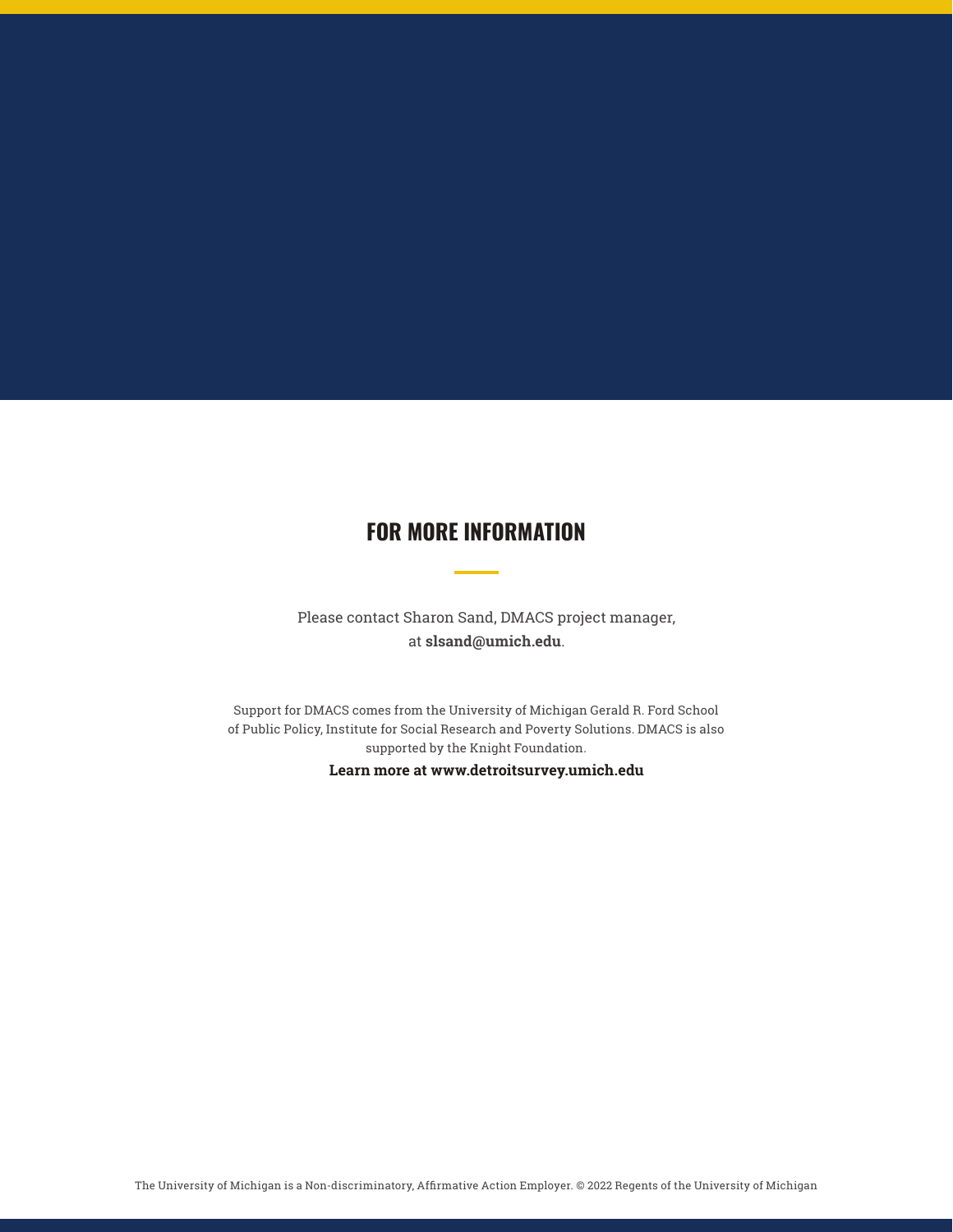## FOR MORE INFORMATION

Please contact Sharon Sand, DMACS project manager, at **slsand@umich.edu**.

Support for DMACS comes from the University of Michigan Gerald R. Ford School of Public Policy, Institute for Social Research and Poverty Solutions. DMACS is also supported by the Knight Foundation.

**Learn more at www.detroitsurvey.umich.edu**

The University of Michigan is a Non-discriminatory, Affirmative Action Employer. © 2022 Regents of the University of Michigan